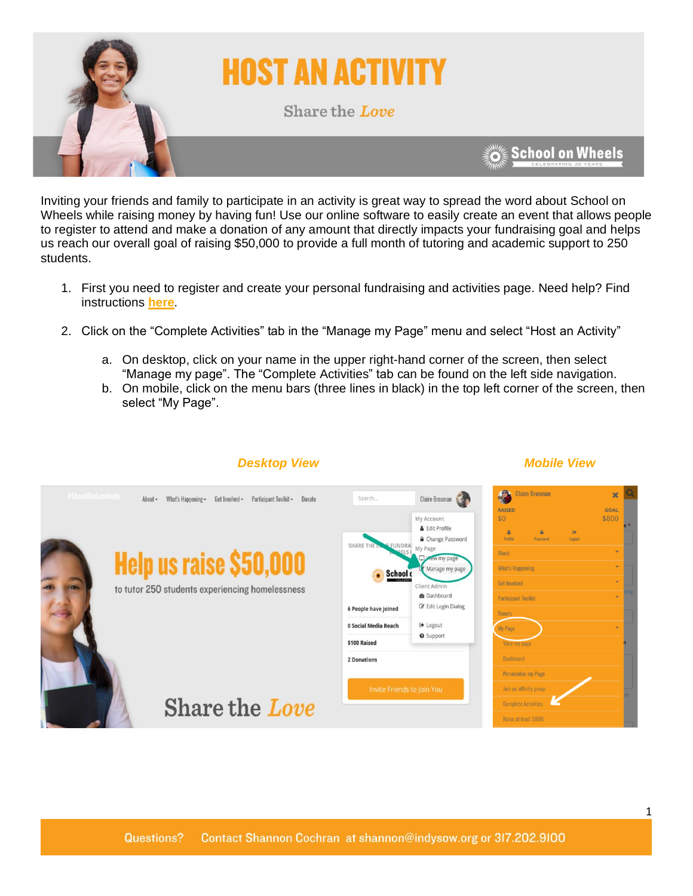# HOST AN ACTIVITY

Share the *Love*

Inviting your friends and family to participate in an activity is great way to spread the word about School on Wheels while raising money by having fun! Use our online software to easily create an event that allows people to register to attend and make a donation of any amount that directly impacts your fundraising goal and helps us reach our overall goal of raising $50,000 to provide a full month of tutoring and academic support to 250 students.

1. First you need to register and create your personal fundraising and activities page. Need help? Find instructions **here**.

2. Click on the "Complete Activities" tab in the "Manage my Page" menu and select "Host an Activity"

   a. On desktop, click on your name in the upper right-hand corner of the screen, then select "Manage my page". The "Complete Activities" tab can be found on the left side navigation.
   
   b. On mobile, click on the menu bars (three lines in black) in the top left corner of the screen, then select "My Page".

***Desktop View*** ***Mobile View***

Questions? Contact Shannon Cochran at shannon@indysow.org or 317.202.9100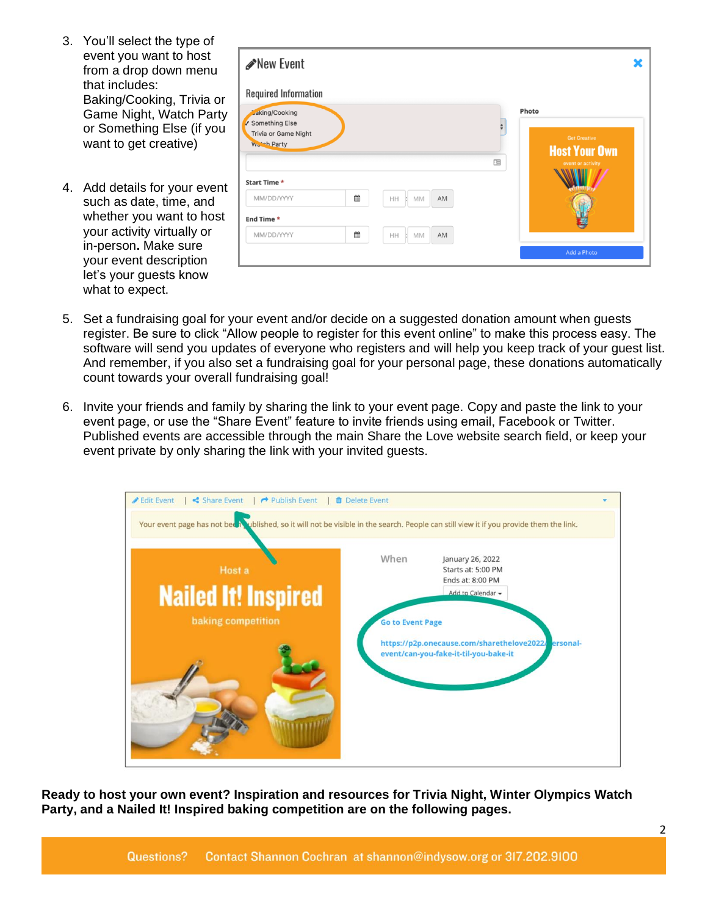3. You'll select the type of event you want to host from a drop down menu that includes: Baking/Cooking, Trivia or Game Night, Watch Party or Something Else (if you want to get creative)

4. Add details for your event such as date, time, and whether you want to host your activity virtually or in-person**.** Make sure your event description let's your guests know what to expect.

5. Set a fundraising goal for your event and/or decide on a suggested donation amount when guests register. Be sure to click "Allow people to register for this event online" to make this process easy. The software will send you updates of everyone who registers and will help you keep track of your guest list. And remember, if you also set a fundraising goal for your personal page, these donations automatically count towards your overall fundraising goal!

6. Invite your friends and family by sharing the link to your event page. Copy and paste the link to your event page, or use the "Share Event" feature to invite friends using email, Facebook or Twitter. Published events are accessible through the main Share the Love website search field, or keep your event private by only sharing the link with your invited guests.

**Ready to host your own event? Inspiration and resources for Trivia Night, Winter Olympics Watch Party, and a Nailed It! Inspired baking competition are on the following pages.**

Questions? Contact Shannon Cochran at shannon@indysow.org or 317.202.9100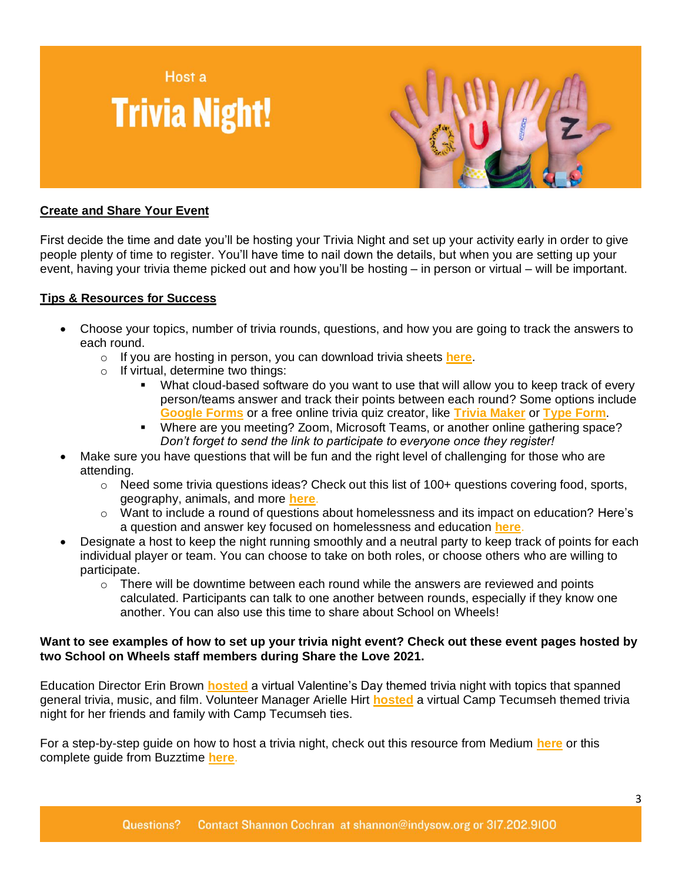Host a

# Trivia Night!

## Create and Share Your Event

First decide the time and date you'll be hosting your Trivia Night and set up your activity early in order to give people plenty of time to register. You'll have time to nail down the details, but when you are setting up your event, having your trivia theme picked out and how you'll be hosting – in person or virtual – will be important.

## Tips & Resources for Success

- Choose your topics, number of trivia rounds, questions, and how you are going to track the answers to each round.
  - If you are hosting in person, you can download trivia sheets **here**.
  - If virtual, determine two things:
    - What cloud-based software do you want to use that will allow you to keep track of every person/teams answer and track their points between each round? Some options include **Google Forms** or a free online trivia quiz creator, like **Trivia Maker** or **Type Form**.
    - Where are you meeting? Zoom, Microsoft Teams, or another online gathering space? *Don't forget to send the link to participate to everyone once they register!*
- Make sure you have questions that will be fun and the right level of challenging for those who are attending.
  - Need some trivia questions ideas? Check out this list of 100+ questions covering food, sports, geography, animals, and more **here**.
  - Want to include a round of questions about homelessness and its impact on education? Here's a question and answer key focused on homelessness and education **here**.
- Designate a host to keep the night running smoothly and a neutral party to keep track of points for each individual player or team. You can choose to take on both roles, or choose others who are willing to participate.
  - There will be downtime between each round while the answers are reviewed and points calculated. Participants can talk to one another between rounds, especially if they know one another. You can also use this time to share about School on Wheels!

**Want to see examples of how to set up your trivia night event? Check out these event pages hosted by two School on Wheels staff members during Share the Love 2021.**

Education Director Erin Brown **hosted** a virtual Valentine's Day themed trivia night with topics that spanned general trivia, music, and film. Volunteer Manager Arielle Hirt **hosted** a virtual Camp Tecumseh themed trivia night for her friends and family with Camp Tecumseh ties.

For a step-by-step guide on how to host a trivia night, check out this resource from Medium **here** or this complete guide from Buzztime **here**.

Questions? Contact Shannon Cochran at shannon@indysow.org or 317.202.9100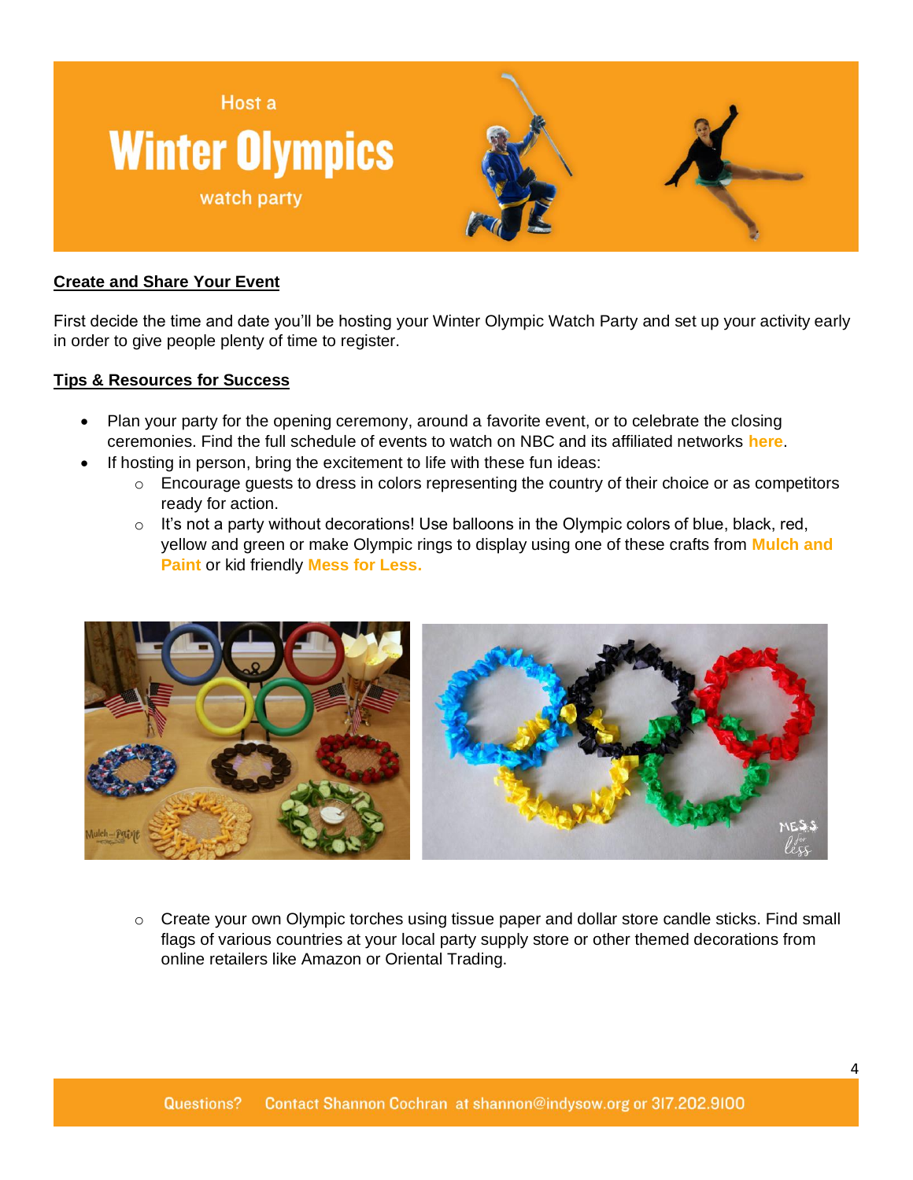# Host a Winter Olympics watch party

## Create and Share Your Event

First decide the time and date you'll be hosting your Winter Olympic Watch Party and set up your activity early in order to give people plenty of time to register.

## Tips & Resources for Success

- Plan your party for the opening ceremony, around a favorite event, or to celebrate the closing ceremonies. Find the full schedule of events to watch on NBC and its affiliated networks **here**.
- If hosting in person, bring the excitement to life with these fun ideas:
  - Encourage guests to dress in colors representing the country of their choice or as competitors ready for action.
  - It's not a party without decorations! Use balloons in the Olympic colors of blue, black, red, yellow and green or make Olympic rings to display using one of these crafts from **Mulch and Paint** or kid friendly **Mess for Less.**
  - Create your own Olympic torches using tissue paper and dollar store candle sticks. Find small flags of various countries at your local party supply store or other themed decorations from online retailers like Amazon or Oriental Trading.

Questions? Contact Shannon Cochran at shannon@indysow.org or 317.202.9100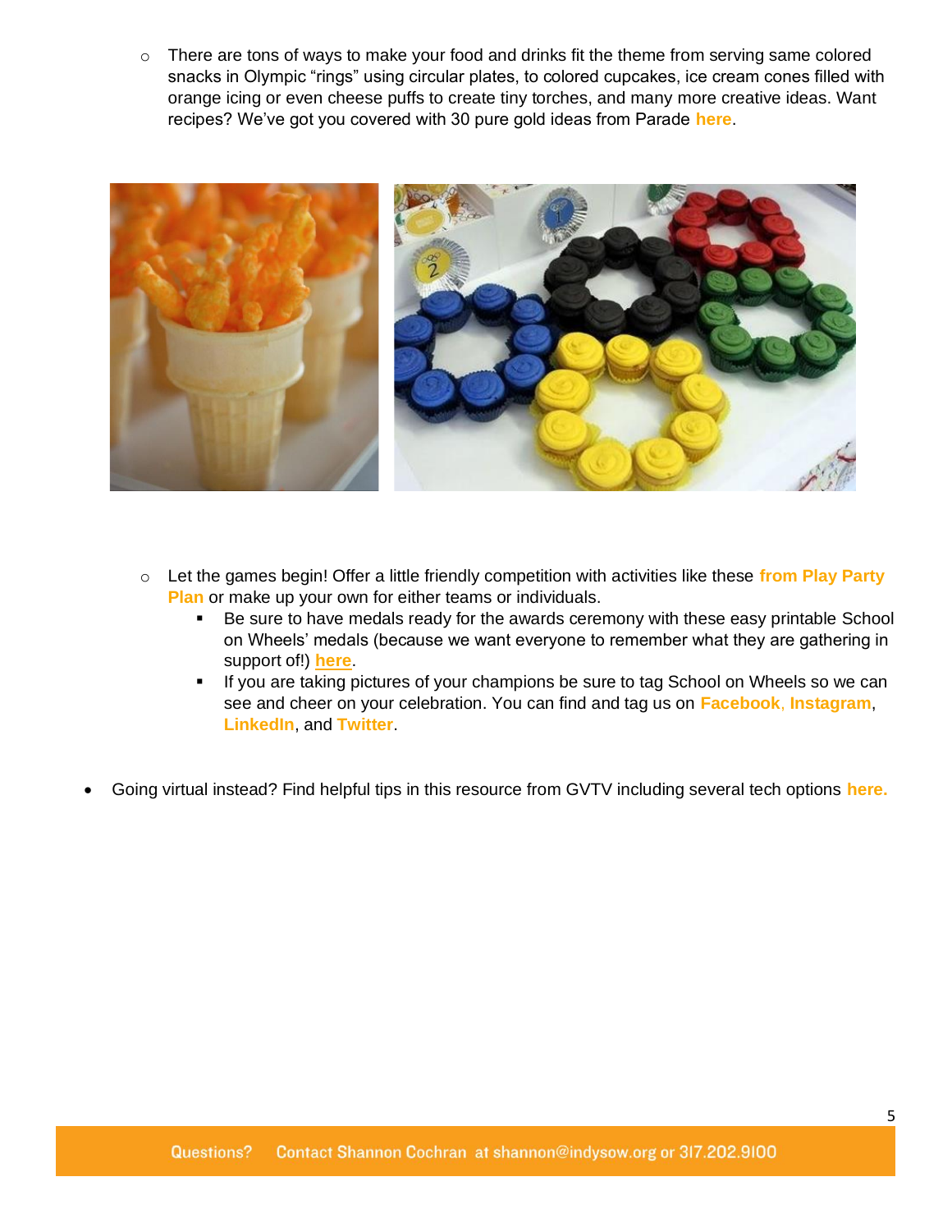- There are tons of ways to make your food and drinks fit the theme from serving same colored snacks in Olympic "rings" using circular plates, to colored cupcakes, ice cream cones filled with orange icing or even cheese puffs to create tiny torches, and many more creative ideas. Want recipes? We've got you covered with 30 pure gold ideas from Parade **here**.

- Let the games begin! Offer a little friendly competition with activities like these **from Play Party Plan** or make up your own for either teams or individuals.
  - Be sure to have medals ready for the awards ceremony with these easy printable School on Wheels' medals (because we want everyone to remember what they are gathering in support of!) **here**.
  - If you are taking pictures of your champions be sure to tag School on Wheels so we can see and cheer on your celebration. You can find and tag us on **Facebook**, **Instagram**, **LinkedIn**, and **Twitter**.

- Going virtual instead? Find helpful tips in this resource from GVTV including several tech options **here.**

Questions? Contact Shannon Cochran at shannon@indysow.org or 317.202.9100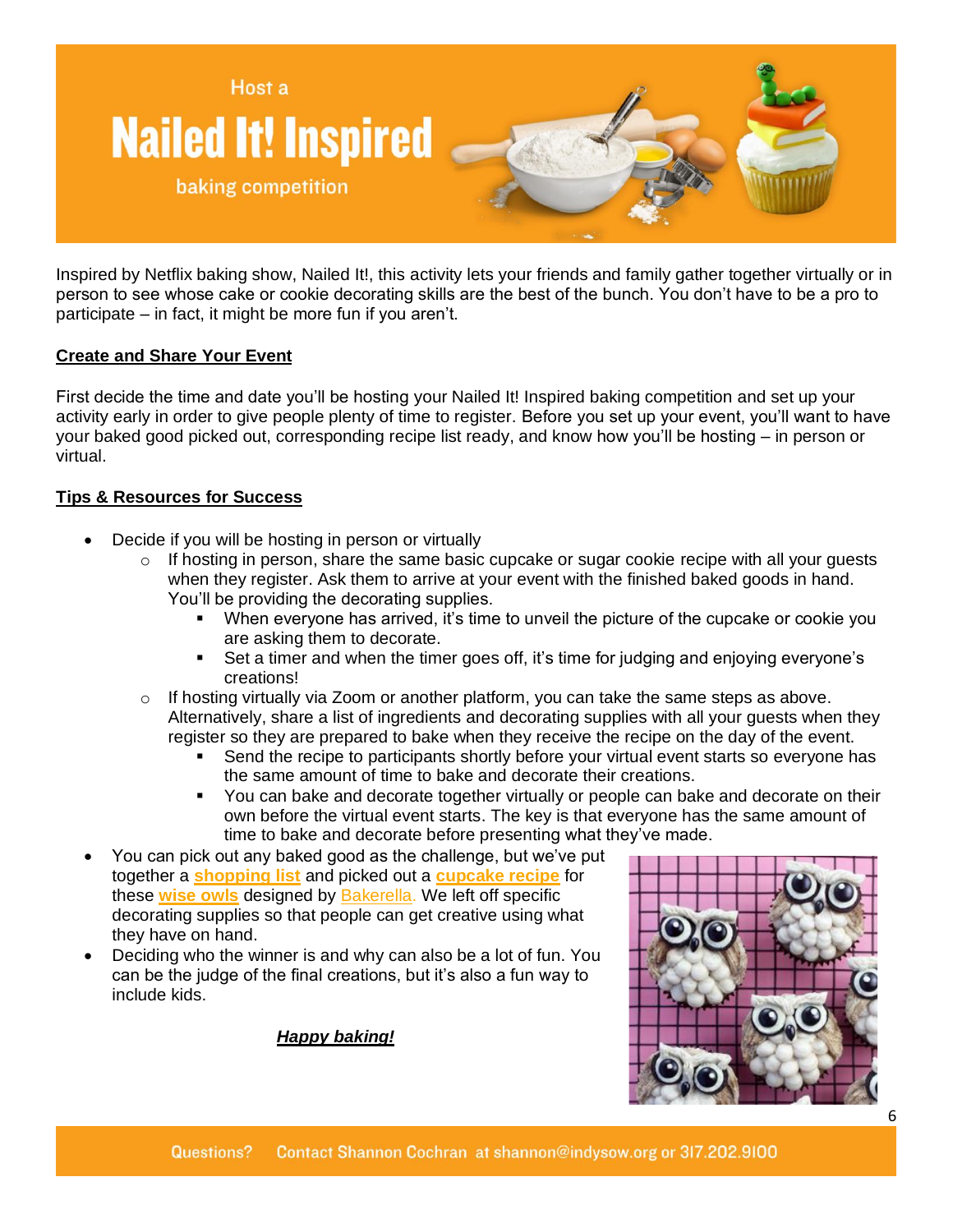Host a

# Nailed It! Inspired

baking competition

Inspired by Netflix baking show, Nailed It!, this activity lets your friends and family gather together virtually or in person to see whose cake or cookie decorating skills are the best of the bunch. You don't have to be a pro to participate – in fact, it might be more fun if you aren't.

**Create and Share Your Event**

First decide the time and date you'll be hosting your Nailed It! Inspired baking competition and set up your activity early in order to give people plenty of time to register. Before you set up your event, you'll want to have your baked good picked out, corresponding recipe list ready, and know how you'll be hosting – in person or virtual.

**Tips & Resources for Success**

- Decide if you will be hosting in person or virtually
  - If hosting in person, share the same basic cupcake or sugar cookie recipe with all your guests when they register. Ask them to arrive at your event with the finished baked goods in hand. You'll be providing the decorating supplies.
    - When everyone has arrived, it's time to unveil the picture of the cupcake or cookie you are asking them to decorate.
    - Set a timer and when the timer goes off, it's time for judging and enjoying everyone's creations!
  - If hosting virtually via Zoom or another platform, you can take the same steps as above. Alternatively, share a list of ingredients and decorating supplies with all your guests when they register so they are prepared to bake when they receive the recipe on the day of the event.
    - Send the recipe to participants shortly before your virtual event starts so everyone has the same amount of time to bake and decorate their creations.
    - You can bake and decorate together virtually or people can bake and decorate on their own before the virtual event starts. The key is that everyone has the same amount of time to bake and decorate before presenting what they've made.
- You can pick out any baked good as the challenge, but we've put together a **shopping list** and picked out a **cupcake recipe** for these **wise owls** designed by Bakerella. We left off specific decorating supplies so that people can get creative using what they have on hand.
- Deciding who the winner is and why can also be a lot of fun. You can be the judge of the final creations, but it's also a fun way to include kids.

***Happy baking!***

Questions? Contact Shannon Cochran at shannon@indysow.org or 317.202.9100